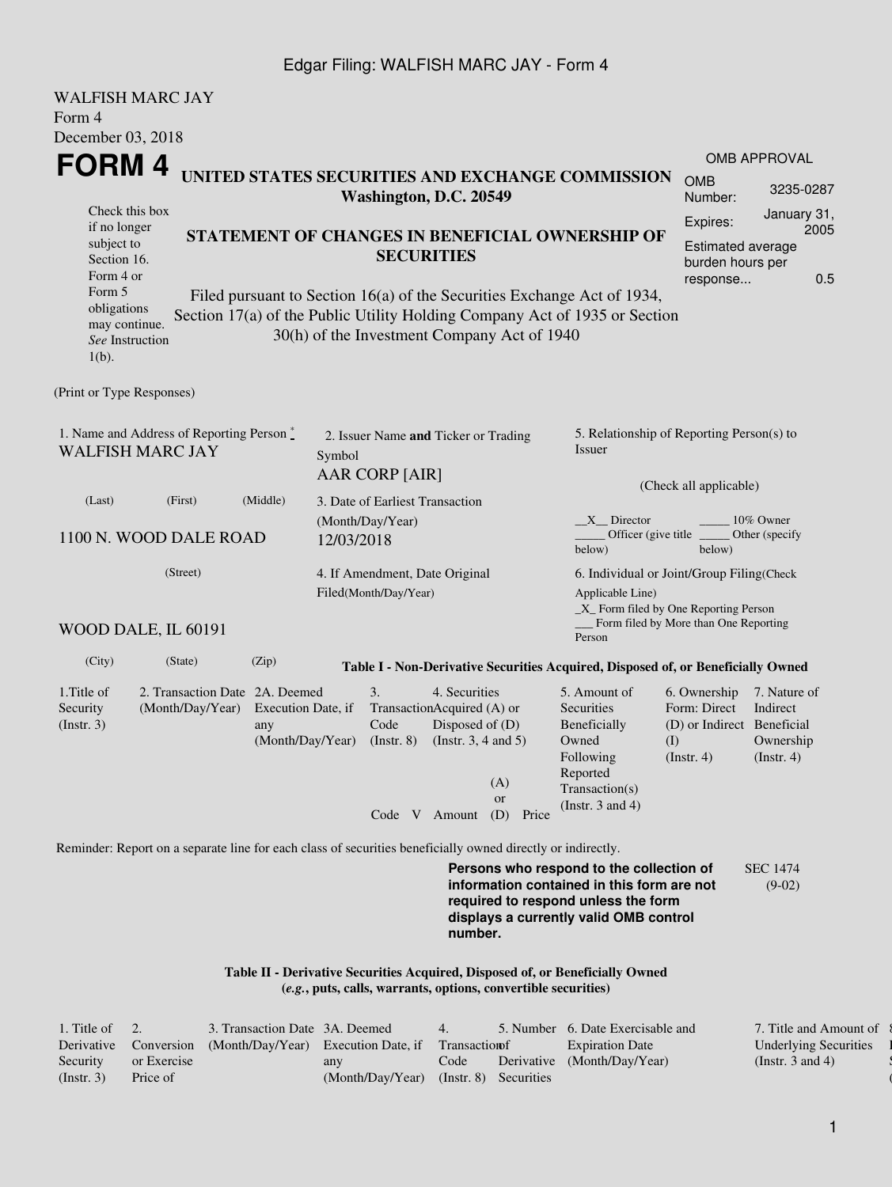Edgar Filing: WALFISH MARC JAY - Form 4

WALFISH MARC JAY
Form 4
December 03, 2018

# FORM 4

## UNITED STATES SECURITIES AND EXCHANGE COMMISSION
**Washington, D.C. 20549**

| OMB APPROVAL | |
|---|---|
| OMB Number: | 3235-0287 |
| Expires: | January 31, 2005 |
| Estimated average burden hours per response... | 0.5 |

Check this box if no longer subject to Section 16. Form 4 or Form 5 obligations may continue. *See* Instruction 1(b).

## STATEMENT OF CHANGES IN BENEFICIAL OWNERSHIP OF SECURITIES

Filed pursuant to Section 16(a) of the Securities Exchange Act of 1934, Section 17(a) of the Public Utility Holding Company Act of 1935 or Section 30(h) of the Investment Company Act of 1940

(Print or Type Responses)

1. Name and Address of Reporting Person *
WALFISH MARC JAY

(Last) (First) (Middle)

1100 N. WOOD DALE ROAD

(Street)

WOOD DALE, IL 60191

(City) (State) (Zip)

2. Issuer Name **and** Ticker or Trading Symbol
AAR CORP [AIR]

3. Date of Earliest Transaction (Month/Day/Year)
12/03/2018

4. If Amendment, Date Original Filed(Month/Day/Year)

5. Relationship of Reporting Person(s) to Issuer

(Check all applicable)

__X__ Director _____ 10% Owner
_____ Officer (give title below) _____ Other (specify below)

6. Individual or Joint/Group Filing(Check Applicable Line)
_X_ Form filed by One Reporting Person
___ Form filed by More than One Reporting Person

**Table I - Non-Derivative Securities Acquired, Disposed of, or Beneficially Owned**

| 1.Title of Security (Instr. 3) | 2. Transaction Date (Month/Day/Year) | 2A. Deemed Execution Date, if any (Month/Day/Year) | 3. Transaction Code (Instr. 8) | | 4. Securities Acquired (A) or Disposed of (D) (Instr. 3, 4 and 5) | | | 5. Amount of Securities Beneficially Owned Following Reported Transaction(s) (Instr. 3 and 4) | 6. Ownership Form: Direct (D) or Indirect (I) (Instr. 4) | 7. Nature of Indirect Beneficial Ownership (Instr. 4) |
|---|---|---|---|---|---|---|---|---|---|---|
| | | | Code | V | Amount | (A) or (D) | Price | | | |

Reminder: Report on a separate line for each class of securities beneficially owned directly or indirectly.

**Persons who respond to the collection of information contained in this form are not required to respond unless the form displays a currently valid OMB control number.**

SEC 1474 (9-02)

**Table II - Derivative Securities Acquired, Disposed of, or Beneficially Owned**
**(*e.g.*, puts, calls, warrants, options, convertible securities)**

| 1. Title of Derivative Security (Instr. 3) | 2. Conversion or Exercise Price of | 3. Transaction Date (Month/Day/Year) | 3A. Deemed Execution Date, if any (Month/Day/Year) | 4. Transaction Code (Instr. 8) | 5. Number of Derivative Securities | 6. Date Exercisable and Expiration Date (Month/Day/Year) | 7. Title and Amount of Underlying Securities (Instr. 3 and 4) |
|---|---|---|---|---|---|---|---|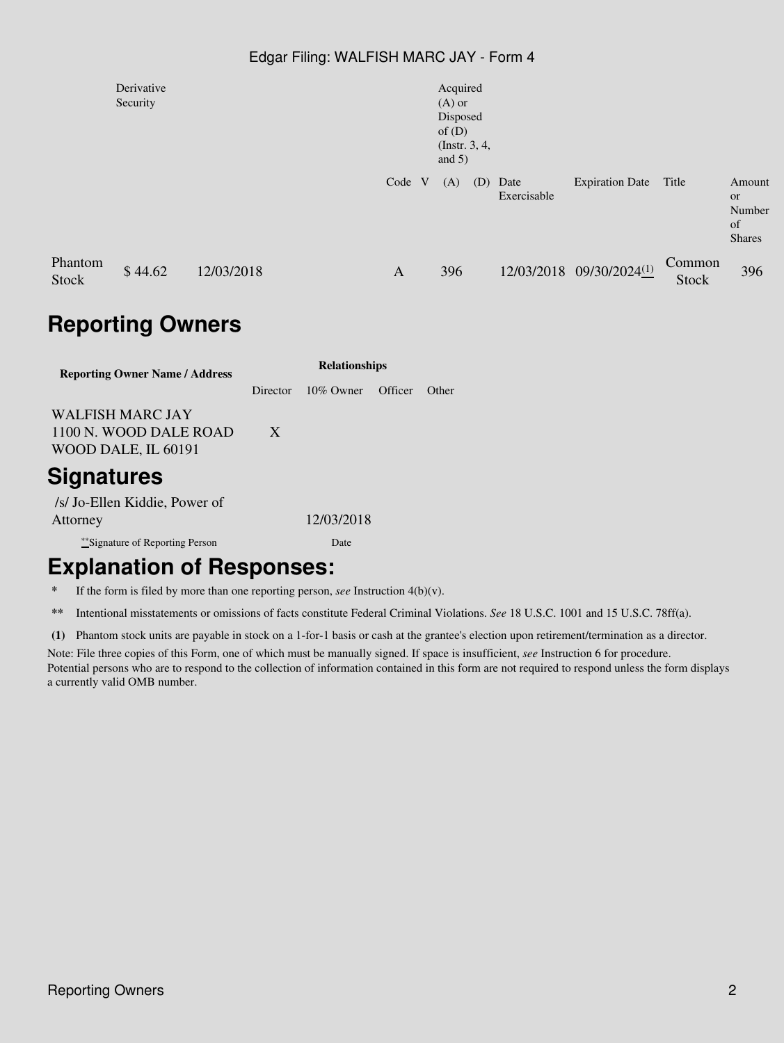| | Derivative Security | | | | | Acquired (A) or Disposed of (D) (Instr. 3, 4, and 5) | | | | | |
|---|---|---|---|---|---|---|---|---|---|---|---|
| | | | | Code | V | (A) | (D) | Date Exercisable | Expiration Date | Title | Amount or Number of Shares |
| Phantom Stock | $ 44.62 | 12/03/2018 | | A | | 396 | | 12/03/2018 | 09/30/2024 (1) | Common Stock | 396 |

## Reporting Owners

| Reporting Owner Name / Address | Relationships | | | |
|---|---|---|---|---|
| | Director | 10% Owner | Officer | Other |
| WALFISH MARC JAY<br>1100 N. WOOD DALE ROAD<br>WOOD DALE, IL 60191 | X | | | |

## Signatures

| | |
|---|---|
| /s/ Jo-Ellen Kiddie, Power of Attorney | 12/03/2018 |
| **Signature of Reporting Person | Date |

## Explanation of Responses:

\* If the form is filed by more than one reporting person, *see* Instruction 4(b)(v).

\*\* Intentional misstatements or omissions of facts constitute Federal Criminal Violations. *See* 18 U.S.C. 1001 and 15 U.S.C. 78ff(a).

(1) Phantom stock units are payable in stock on a 1-for-1 basis or cash at the grantee's election upon retirement/termination as a director.

Note: File three copies of this Form, one of which must be manually signed. If space is insufficient, *see* Instruction 6 for procedure.

Potential persons who are to respond to the collection of information contained in this form are not required to respond unless the form displays a currently valid OMB number.